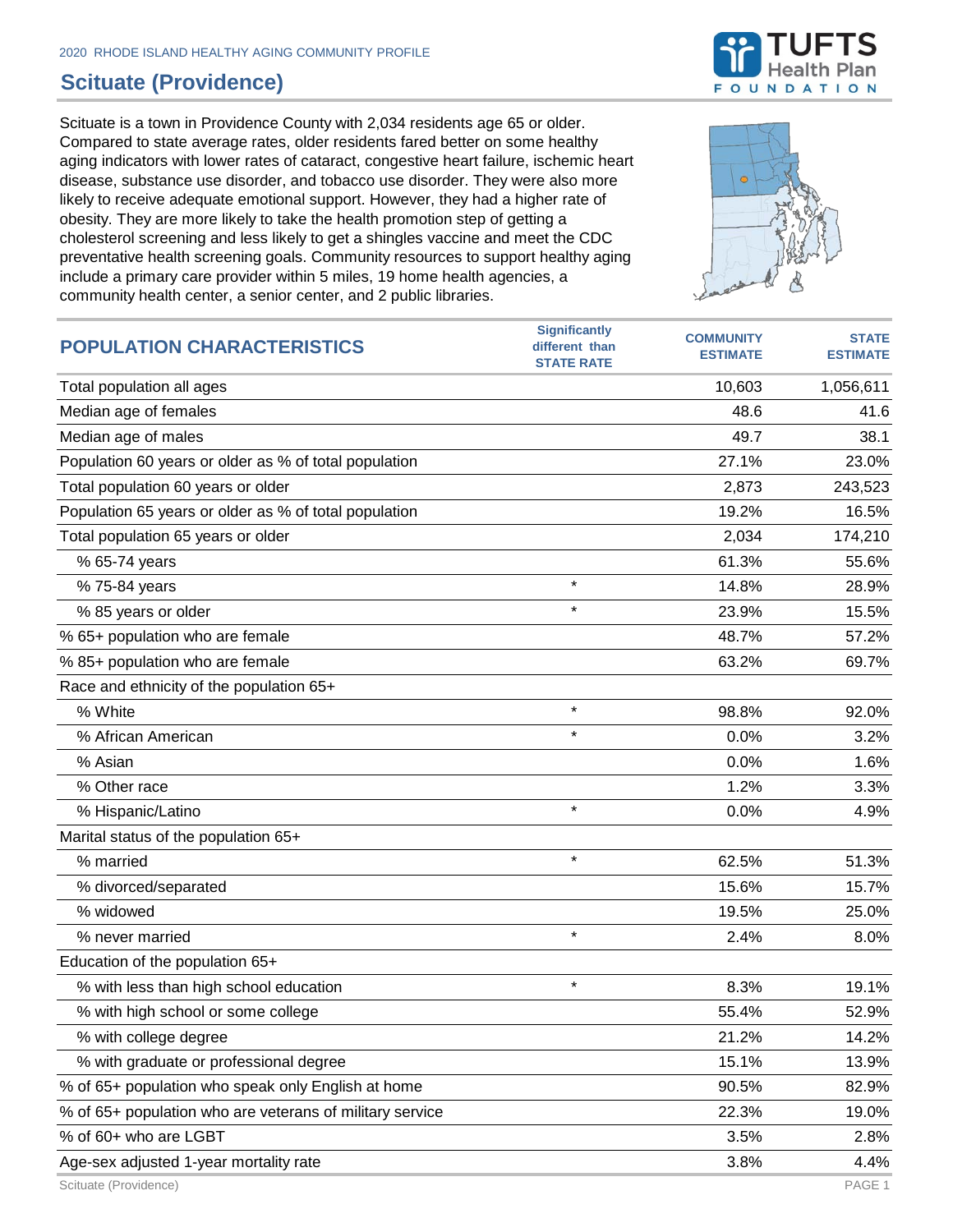2020 RHODE ISLAND HEALTHY AGING COMMUNITY PROFILE

# Scituate (Providence)

Scituate is a town in Providence County with 2,034 residents age 65 or older. Compared to state average rates, older residents fared better on some healthy aging indicators with lower rates of cataract, congestive heart failure, ischemic heart disease, substance use disorder, and tobacco use disorder. They were also more likely to receive adequate emotional support. However, they had a higher rate of obesity. They are more likely to take the health promotion step of getting a cholesterol screening and less likely to get a shingles vaccine and meet the CDC preventative health screening goals. Community resources to support healthy aging include a primary care provider within 5 miles, 19 home health agencies, a community health center, a senior center, and 2 public libraries.

| POPULATION CHARACTERISTICS | Significantly different than STATE RATE | COMMUNITY ESTIMATE | STATE ESTIMATE |
|---|---|---|---|
| Total population all ages | | 10,603 | 1,056,611 |
| Median age of females | | 48.6 | 41.6 |
| Median age of males | | 49.7 | 38.1 |
| Population 60 years or older as % of total population | | 27.1% | 23.0% |
| Total population 60 years or older | | 2,873 | 243,523 |
| Population 65 years or older as % of total population | | 19.2% | 16.5% |
| Total population 65 years or older | | 2,034 | 174,210 |
| % 65-74 years | | 61.3% | 55.6% |
| % 75-84 years | * | 14.8% | 28.9% |
| % 85 years or older | * | 23.9% | 15.5% |
| % 65+ population who are female | | 48.7% | 57.2% |
| % 85+ population who are female | | 63.2% | 69.7% |
| Race and ethnicity of the population 65+ | | | |
| % White | * | 98.8% | 92.0% |
| % African American | * | 0.0% | 3.2% |
| % Asian | | 0.0% | 1.6% |
| % Other race | | 1.2% | 3.3% |
| % Hispanic/Latino | * | 0.0% | 4.9% |
| Marital status of the population 65+ | | | |
| % married | * | 62.5% | 51.3% |
| % divorced/separated | | 15.6% | 15.7% |
| % widowed | | 19.5% | 25.0% |
| % never married | * | 2.4% | 8.0% |
| Education of the population 65+ | | | |
| % with less than high school education | * | 8.3% | 19.1% |
| % with high school or some college | | 55.4% | 52.9% |
| % with college degree | | 21.2% | 14.2% |
| % with graduate or professional degree | | 15.1% | 13.9% |
| % of 65+ population who speak only English at home | | 90.5% | 82.9% |
| % of 65+ population who are veterans of military service | | 22.3% | 19.0% |
| % of 60+ who are LGBT | | 3.5% | 2.8% |
| Age-sex adjusted 1-year mortality rate | | 3.8% | 4.4% |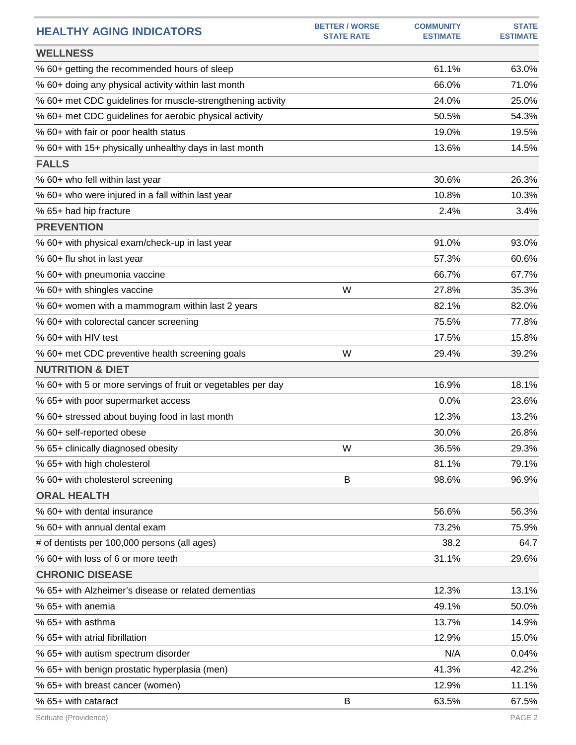| HEALTHY AGING INDICATORS | BETTER / WORSE STATE RATE | COMMUNITY ESTIMATE | STATE ESTIMATE |
|---|---|---|---|
| **WELLNESS** | | | |
| % 60+ getting the recommended hours of sleep | | 61.1% | 63.0% |
| % 60+ doing any physical activity within last month | | 66.0% | 71.0% |
| % 60+ met CDC guidelines for muscle-strengthening activity | | 24.0% | 25.0% |
| % 60+ met CDC guidelines for aerobic physical activity | | 50.5% | 54.3% |
| % 60+ with fair or poor health status | | 19.0% | 19.5% |
| % 60+ with 15+ physically unhealthy days in last month | | 13.6% | 14.5% |
| **FALLS** | | | |
| % 60+ who fell within last year | | 30.6% | 26.3% |
| % 60+ who were injured in a fall within last year | | 10.8% | 10.3% |
| % 65+ had hip fracture | | 2.4% | 3.4% |
| **PREVENTION** | | | |
| % 60+ with physical exam/check-up in last year | | 91.0% | 93.0% |
| % 60+ flu shot in last year | | 57.3% | 60.6% |
| % 60+ with pneumonia vaccine | | 66.7% | 67.7% |
| % 60+ with shingles vaccine | W | 27.8% | 35.3% |
| % 60+ women with a mammogram within last 2 years | | 82.1% | 82.0% |
| % 60+ with colorectal cancer screening | | 75.5% | 77.8% |
| % 60+ with HIV test | | 17.5% | 15.8% |
| % 60+ met CDC preventive health screening goals | W | 29.4% | 39.2% |
| **NUTRITION & DIET** | | | |
| % 60+ with 5 or more servings of fruit or vegetables per day | | 16.9% | 18.1% |
| % 65+ with poor supermarket access | | 0.0% | 23.6% |
| % 60+ stressed about buying food in last month | | 12.3% | 13.2% |
| % 60+ self-reported obese | | 30.0% | 26.8% |
| % 65+ clinically diagnosed obesity | W | 36.5% | 29.3% |
| % 65+ with high cholesterol | | 81.1% | 79.1% |
| % 60+ with cholesterol screening | B | 98.6% | 96.9% |
| **ORAL HEALTH** | | | |
| % 60+ with dental insurance | | 56.6% | 56.3% |
| % 60+ with annual dental exam | | 73.2% | 75.9% |
| # of dentists per 100,000 persons (all ages) | | 38.2 | 64.7 |
| % 60+ with loss of 6 or more teeth | | 31.1% | 29.6% |
| **CHRONIC DISEASE** | | | |
| % 65+ with Alzheimer's disease or related dementias | | 12.3% | 13.1% |
| % 65+ with anemia | | 49.1% | 50.0% |
| % 65+ with asthma | | 13.7% | 14.9% |
| % 65+ with atrial fibrillation | | 12.9% | 15.0% |
| % 65+ with autism spectrum disorder | | N/A | 0.04% |
| % 65+ with benign prostatic hyperplasia (men) | | 41.3% | 42.2% |
| % 65+ with breast cancer (women) | | 12.9% | 11.1% |
| % 65+ with cataract | B | 63.5% | 67.5% |

Scituate (Providence)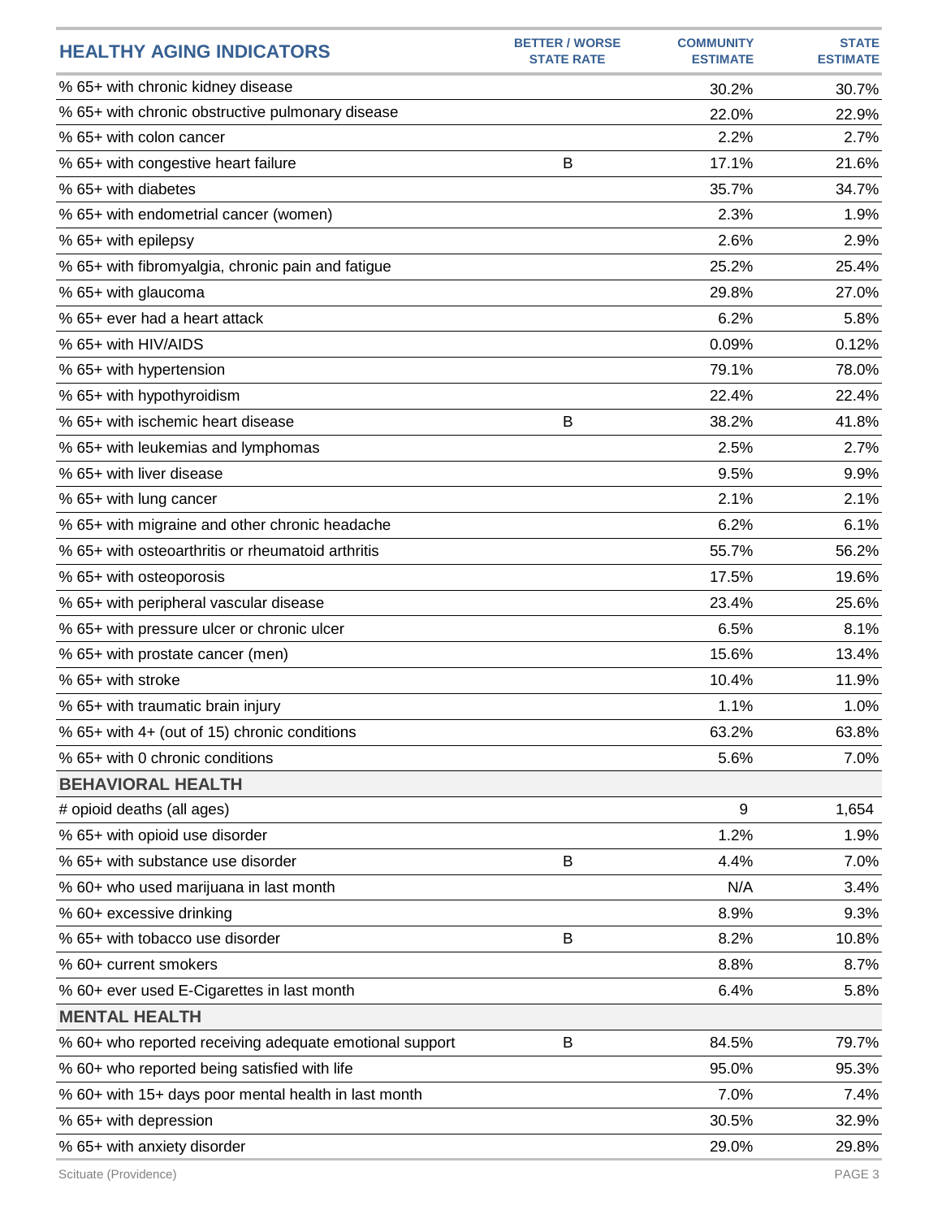| HEALTHY AGING INDICATORS | BETTER / WORSE STATE RATE | COMMUNITY ESTIMATE | STATE ESTIMATE |
|---|---|---|---|
| % 65+ with chronic kidney disease | | 30.2% | 30.7% |
| % 65+ with chronic obstructive pulmonary disease | | 22.0% | 22.9% |
| % 65+ with colon cancer | | 2.2% | 2.7% |
| % 65+ with congestive heart failure | B | 17.1% | 21.6% |
| % 65+ with diabetes | | 35.7% | 34.7% |
| % 65+ with endometrial cancer (women) | | 2.3% | 1.9% |
| % 65+ with epilepsy | | 2.6% | 2.9% |
| % 65+ with fibromyalgia, chronic pain and fatigue | | 25.2% | 25.4% |
| % 65+ with glaucoma | | 29.8% | 27.0% |
| % 65+ ever had a heart attack | | 6.2% | 5.8% |
| % 65+ with HIV/AIDS | | 0.09% | 0.12% |
| % 65+ with hypertension | | 79.1% | 78.0% |
| % 65+ with hypothyroidism | | 22.4% | 22.4% |
| % 65+ with ischemic heart disease | B | 38.2% | 41.8% |
| % 65+ with leukemias and lymphomas | | 2.5% | 2.7% |
| % 65+ with liver disease | | 9.5% | 9.9% |
| % 65+ with lung cancer | | 2.1% | 2.1% |
| % 65+ with migraine and other chronic headache | | 6.2% | 6.1% |
| % 65+ with osteoarthritis or rheumatoid arthritis | | 55.7% | 56.2% |
| % 65+ with osteoporosis | | 17.5% | 19.6% |
| % 65+ with peripheral vascular disease | | 23.4% | 25.6% |
| % 65+ with pressure ulcer or chronic ulcer | | 6.5% | 8.1% |
| % 65+ with prostate cancer (men) | | 15.6% | 13.4% |
| % 65+ with stroke | | 10.4% | 11.9% |
| % 65+ with traumatic brain injury | | 1.1% | 1.0% |
| % 65+ with 4+ (out of 15) chronic conditions | | 63.2% | 63.8% |
| % 65+ with 0 chronic conditions | | 5.6% | 7.0% |
| **BEHAVIORAL HEALTH** | | | |
| # opioid deaths (all ages) | | 9 | 1,654 |
| % 65+ with opioid use disorder | | 1.2% | 1.9% |
| % 65+ with substance use disorder | B | 4.4% | 7.0% |
| % 60+ who used marijuana in last month | | N/A | 3.4% |
| % 60+ excessive drinking | | 8.9% | 9.3% |
| % 65+ with tobacco use disorder | B | 8.2% | 10.8% |
| % 60+ current smokers | | 8.8% | 8.7% |
| % 60+ ever used E-Cigarettes in last month | | 6.4% | 5.8% |
| **MENTAL HEALTH** | | | |
| % 60+ who reported receiving adequate emotional support | B | 84.5% | 79.7% |
| % 60+ who reported being satisfied with life | | 95.0% | 95.3% |
| % 60+ with 15+ days poor mental health in last month | | 7.0% | 7.4% |
| % 65+ with depression | | 30.5% | 32.9% |
| % 65+ with anxiety disorder | | 29.0% | 29.8% |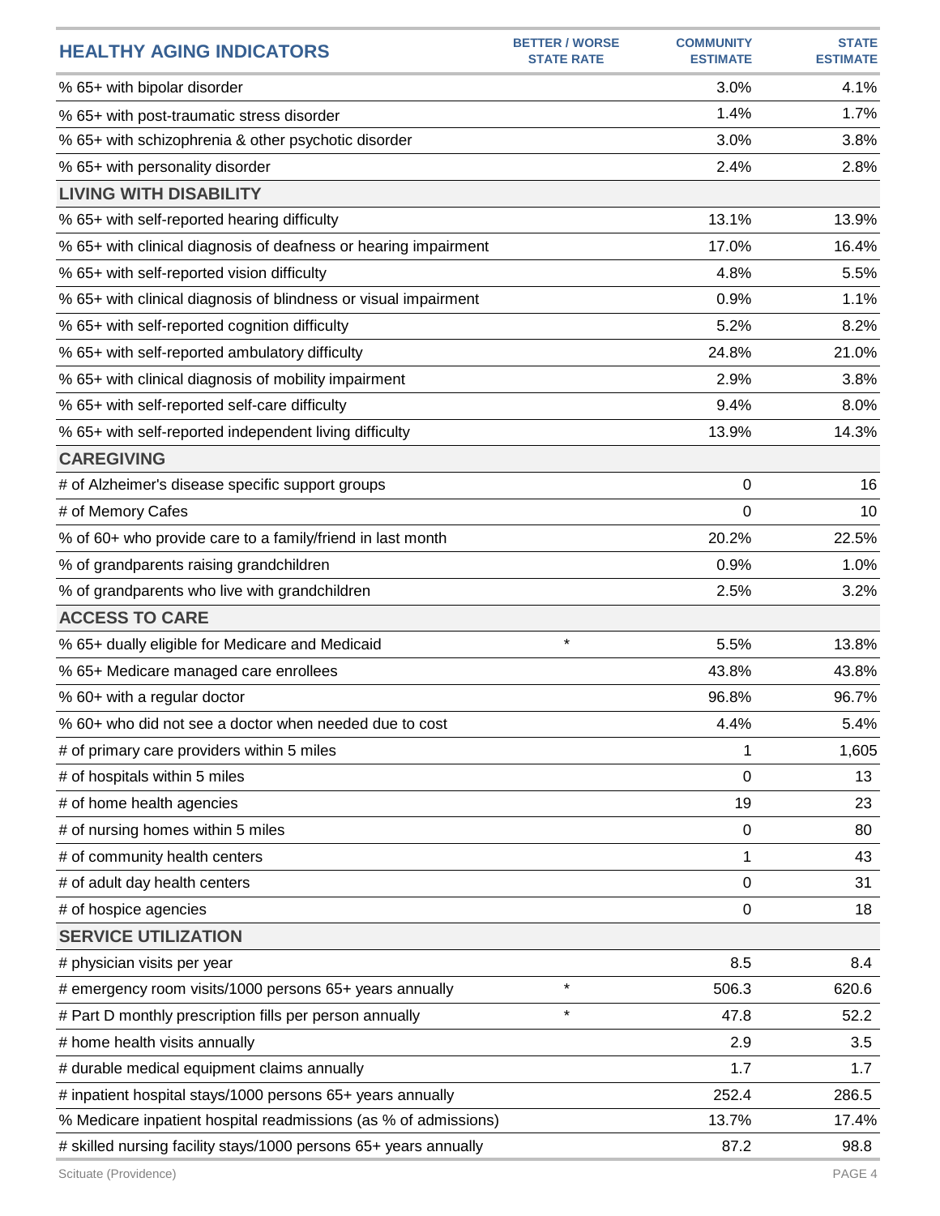| HEALTHY AGING INDICATORS | BETTER / WORSE STATE RATE | COMMUNITY ESTIMATE | STATE ESTIMATE |
|---|---|---|---|
| % 65+ with bipolar disorder | | 3.0% | 4.1% |
| % 65+ with post-traumatic stress disorder | | 1.4% | 1.7% |
| % 65+ with schizophrenia & other psychotic disorder | | 3.0% | 3.8% |
| % 65+ with personality disorder | | 2.4% | 2.8% |
| **LIVING WITH DISABILITY** | | | |
| % 65+ with self-reported hearing difficulty | | 13.1% | 13.9% |
| % 65+ with clinical diagnosis of deafness or hearing impairment | | 17.0% | 16.4% |
| % 65+ with self-reported vision difficulty | | 4.8% | 5.5% |
| % 65+ with clinical diagnosis of blindness or visual impairment | | 0.9% | 1.1% |
| % 65+ with self-reported cognition difficulty | | 5.2% | 8.2% |
| % 65+ with self-reported ambulatory difficulty | | 24.8% | 21.0% |
| % 65+ with clinical diagnosis of mobility impairment | | 2.9% | 3.8% |
| % 65+ with self-reported self-care difficulty | | 9.4% | 8.0% |
| % 65+ with self-reported independent living difficulty | | 13.9% | 14.3% |
| **CAREGIVING** | | | |
| # of Alzheimer's disease specific support groups | | 0 | 16 |
| # of Memory Cafes | | 0 | 10 |
| % of 60+ who provide care to a family/friend in last month | | 20.2% | 22.5% |
| % of grandparents raising grandchildren | | 0.9% | 1.0% |
| % of grandparents who live with grandchildren | | 2.5% | 3.2% |
| **ACCESS TO CARE** | | | |
| % 65+ dually eligible for Medicare and Medicaid | * | 5.5% | 13.8% |
| % 65+ Medicare managed care enrollees | | 43.8% | 43.8% |
| % 60+ with a regular doctor | | 96.8% | 96.7% |
| % 60+ who did not see a doctor when needed due to cost | | 4.4% | 5.4% |
| # of primary care providers within 5 miles | | 1 | 1,605 |
| # of hospitals within 5 miles | | 0 | 13 |
| # of home health agencies | | 19 | 23 |
| # of nursing homes within 5 miles | | 0 | 80 |
| # of community health centers | | 1 | 43 |
| # of adult day health centers | | 0 | 31 |
| # of hospice agencies | | 0 | 18 |
| **SERVICE UTILIZATION** | | | |
| # physician visits per year | | 8.5 | 8.4 |
| # emergency room visits/1000 persons 65+ years annually | * | 506.3 | 620.6 |
| # Part D monthly prescription fills per person annually | * | 47.8 | 52.2 |
| # home health visits annually | | 2.9 | 3.5 |
| # durable medical equipment claims annually | | 1.7 | 1.7 |
| # inpatient hospital stays/1000 persons 65+ years annually | | 252.4 | 286.5 |
| % Medicare inpatient hospital readmissions (as % of admissions) | | 13.7% | 17.4% |
| # skilled nursing facility stays/1000 persons 65+ years annually | | 87.2 | 98.8 |

Scituate (Providence)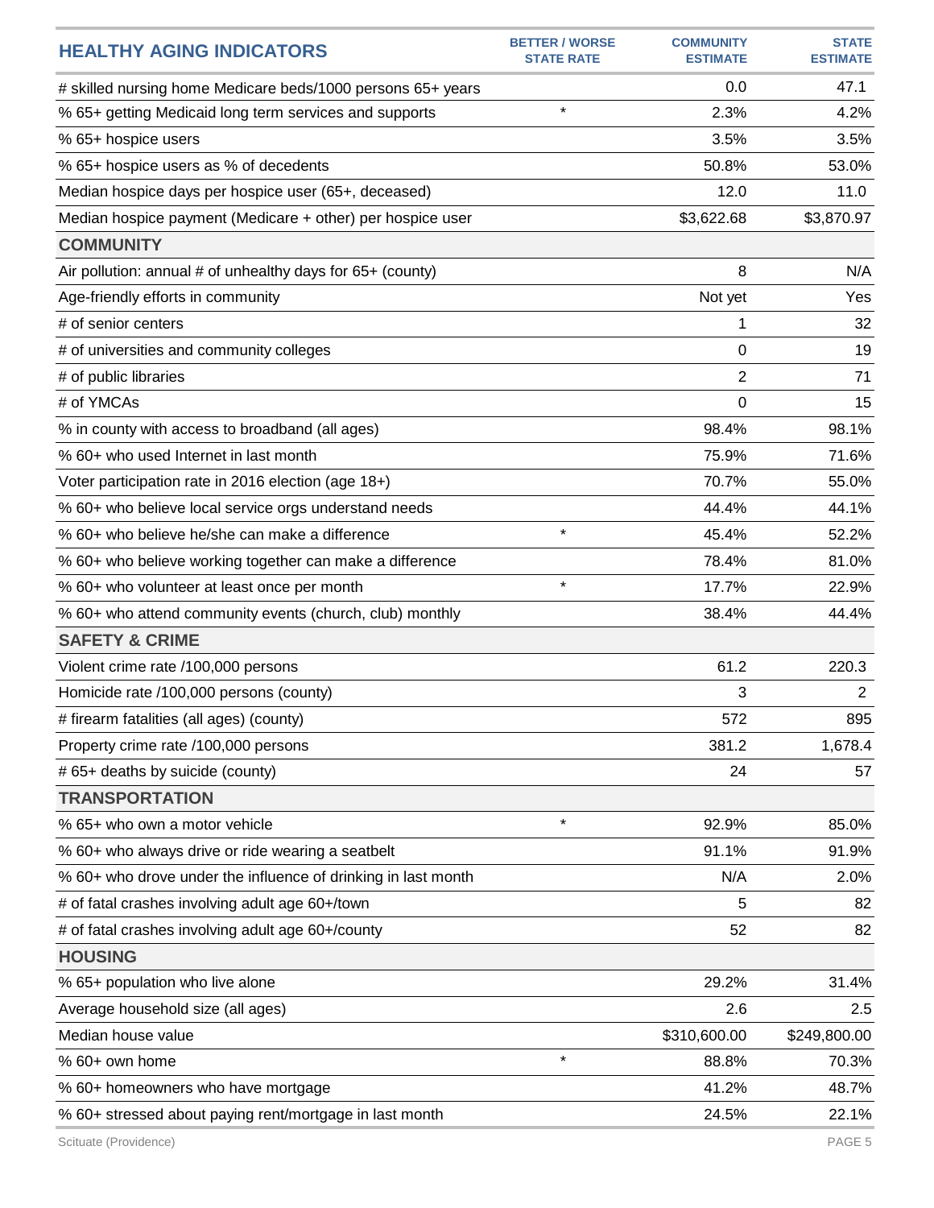| HEALTHY AGING INDICATORS | BETTER / WORSE STATE RATE | COMMUNITY ESTIMATE | STATE ESTIMATE |
|---|---|---|---|
| # skilled nursing home Medicare beds/1000 persons 65+ years | | 0.0 | 47.1 |
| % 65+ getting Medicaid long term services and supports | * | 2.3% | 4.2% |
| % 65+ hospice users | | 3.5% | 3.5% |
| % 65+ hospice users as % of decedents | | 50.8% | 53.0% |
| Median hospice days per hospice user (65+, deceased) | | 12.0 | 11.0 |
| Median hospice payment (Medicare + other) per hospice user | | $3,622.68 | $3,870.97 |
| **COMMUNITY** | | | |
| Air pollution: annual # of unhealthy days for 65+ (county) | | 8 | N/A |
| Age-friendly efforts in community | | Not yet | Yes |
| # of senior centers | | 1 | 32 |
| # of universities and community colleges | | 0 | 19 |
| # of public libraries | | 2 | 71 |
| # of YMCAs | | 0 | 15 |
| % in county with access to broadband (all ages) | | 98.4% | 98.1% |
| % 60+ who used Internet in last month | | 75.9% | 71.6% |
| Voter participation rate in 2016 election (age 18+) | | 70.7% | 55.0% |
| % 60+ who believe local service orgs understand needs | | 44.4% | 44.1% |
| % 60+ who believe he/she can make a difference | * | 45.4% | 52.2% |
| % 60+ who believe working together can make a difference | | 78.4% | 81.0% |
| % 60+ who volunteer at least once per month | * | 17.7% | 22.9% |
| % 60+ who attend community events (church, club) monthly | | 38.4% | 44.4% |
| **SAFETY & CRIME** | | | |
| Violent crime rate /100,000 persons | | 61.2 | 220.3 |
| Homicide rate /100,000 persons (county) | | 3 | 2 |
| # firearm fatalities (all ages) (county) | | 572 | 895 |
| Property crime rate /100,000 persons | | 381.2 | 1,678.4 |
| # 65+ deaths by suicide (county) | | 24 | 57 |
| **TRANSPORTATION** | | | |
| % 65+ who own a motor vehicle | * | 92.9% | 85.0% |
| % 60+ who always drive or ride wearing a seatbelt | | 91.1% | 91.9% |
| % 60+ who drove under the influence of drinking in last month | | N/A | 2.0% |
| # of fatal crashes involving adult age 60+/town | | 5 | 82 |
| # of fatal crashes involving adult age 60+/county | | 52 | 82 |
| **HOUSING** | | | |
| % 65+ population who live alone | | 29.2% | 31.4% |
| Average household size (all ages) | | 2.6 | 2.5 |
| Median house value | | $310,600.00 | $249,800.00 |
| % 60+ own home | * | 88.8% | 70.3% |
| % 60+ homeowners who have mortgage | | 41.2% | 48.7% |
| % 60+ stressed about paying rent/mortgage in last month | | 24.5% | 22.1% |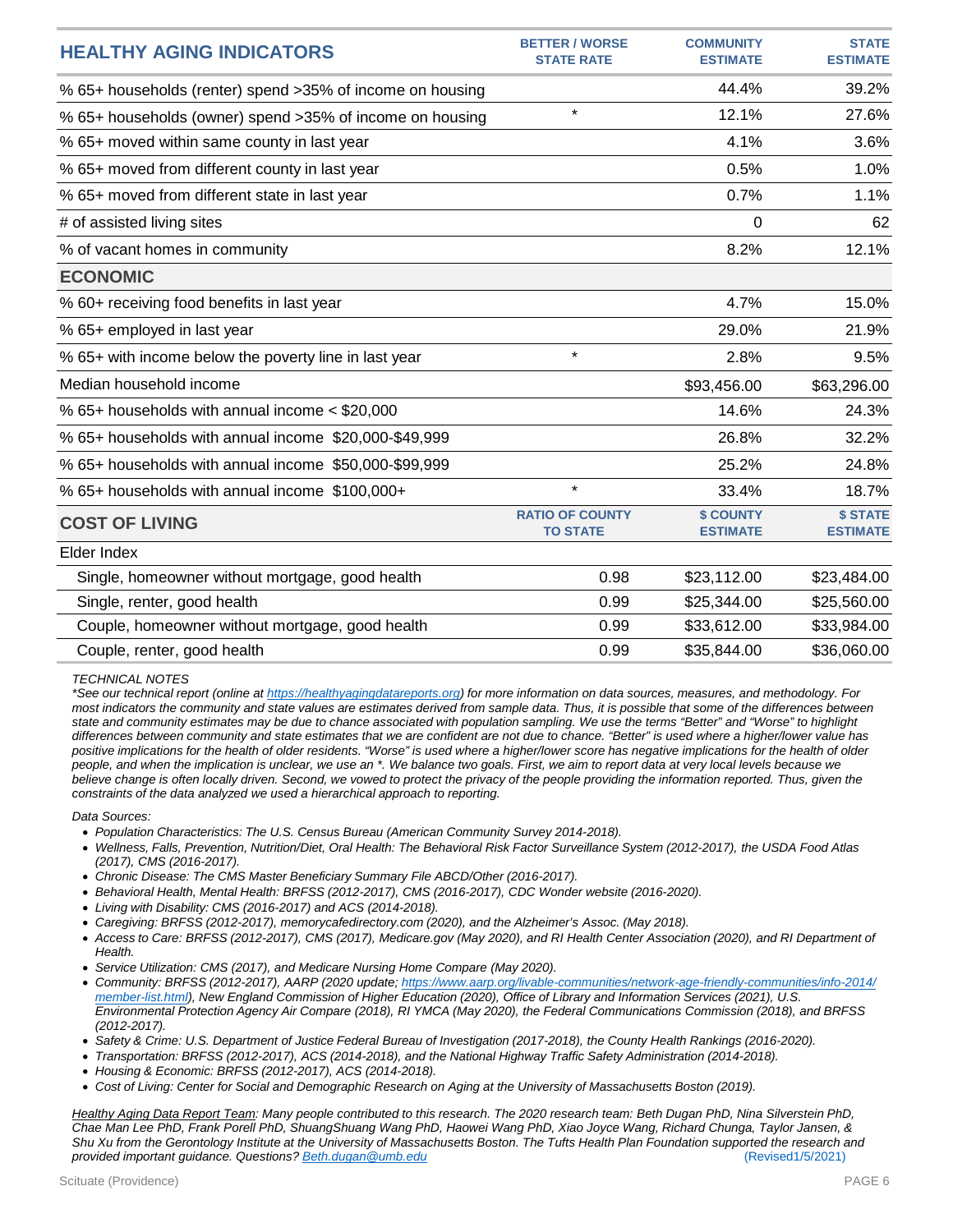| HEALTHY AGING INDICATORS | BETTER / WORSE STATE RATE | COMMUNITY ESTIMATE | STATE ESTIMATE |
|---|---|---|---|
| % 65+ households (renter) spend >35% of income on housing | | 44.4% | 39.2% |
| % 65+ households (owner) spend >35% of income on housing | * | 12.1% | 27.6% |
| % 65+ moved within same county in last year | | 4.1% | 3.6% |
| % 65+ moved from different county in last year | | 0.5% | 1.0% |
| % 65+ moved from different state in last year | | 0.7% | 1.1% |
| # of assisted living sites | | 0 | 62 |
| % of vacant homes in community | | 8.2% | 12.1% |
| **ECONOMIC** | | | |
| % 60+ receiving food benefits in last year | | 4.7% | 15.0% |
| % 65+ employed in last year | | 29.0% | 21.9% |
| % 65+ with income below the poverty line in last year | * | 2.8% | 9.5% |
| Median household income | | $93,456.00 | $63,296.00 |
| % 65+ households with annual income < $20,000 | | 14.6% | 24.3% |
| % 65+ households with annual income $20,000-$49,999 | | 26.8% | 32.2% |
| % 65+ households with annual income $50,000-$99,999 | | 25.2% | 24.8% |
| % 65+ households with annual income $100,000+ | * | 33.4% | 18.7% |
| **COST OF LIVING** | **RATIO OF COUNTY TO STATE** | **$ COUNTY ESTIMATE** | **$ STATE ESTIMATE** |
| Elder Index | | | |
| Single, homeowner without mortgage, good health | 0.98 | $23,112.00 | $23,484.00 |
| Single, renter, good health | 0.99 | $25,344.00 | $25,560.00 |
| Couple, homeowner without mortgage, good health | 0.99 | $33,612.00 | $33,984.00 |
| Couple, renter, good health | 0.99 | $35,844.00 | $36,060.00 |

*TECHNICAL NOTES*

*\*See our technical report (online at https://healthyagingdatareports.org) for more information on data sources, measures, and methodology. For most indicators the community and state values are estimates derived from sample data. Thus, it is possible that some of the differences between state and community estimates may be due to chance associated with population sampling. We use the terms "Better" and "Worse" to highlight differences between community and state estimates that we are confident are not due to chance. "Better" is used where a higher/lower value has positive implications for the health of older residents. "Worse" is used where a higher/lower score has negative implications for the health of older people, and when the implication is unclear, we use an \*. We balance two goals. First, we aim to report data at very local levels because we believe change is often locally driven. Second, we vowed to protect the privacy of the people providing the information reported. Thus, given the constraints of the data analyzed we used a hierarchical approach to reporting.*

*Data Sources:*

- *Population Characteristics: The U.S. Census Bureau (American Community Survey 2014-2018).*
- *Wellness, Falls, Prevention, Nutrition/Diet, Oral Health: The Behavioral Risk Factor Surveillance System (2012-2017), the USDA Food Atlas (2017), CMS (2016-2017).*
- *Chronic Disease: The CMS Master Beneficiary Summary File ABCD/Other (2016-2017).*
- *Behavioral Health, Mental Health: BRFSS (2012-2017), CMS (2016-2017), CDC Wonder website (2016-2020).*
- *Living with Disability: CMS (2016-2017) and ACS (2014-2018).*
- *Caregiving: BRFSS (2012-2017), memorycafedirectory.com (2020), and the Alzheimer's Assoc. (May 2018).*
- *Access to Care: BRFSS (2012-2017), CMS (2017), Medicare.gov (May 2020), and RI Health Center Association (2020), and RI Department of Health.*
- *Service Utilization: CMS (2017), and Medicare Nursing Home Compare (May 2020).*
- *Community: BRFSS (2012-2017), AARP (2020 update; https://www.aarp.org/livable-communities/network-age-friendly-communities/info-2014/member-list.html), New England Commission of Higher Education (2020), Office of Library and Information Services (2021), U.S. Environmental Protection Agency Air Compare (2018), RI YMCA (May 2020), the Federal Communications Commission (2018), and BRFSS (2012-2017).*
- *Safety & Crime: U.S. Department of Justice Federal Bureau of Investigation (2017-2018), the County Health Rankings (2016-2020).*
- *Transportation: BRFSS (2012-2017), ACS (2014-2018), and the National Highway Traffic Safety Administration (2014-2018).*
- *Housing & Economic: BRFSS (2012-2017), ACS (2014-2018).*
- *Cost of Living: Center for Social and Demographic Research on Aging at the University of Massachusetts Boston (2019).*

*Healthy Aging Data Report Team: Many people contributed to this research. The 2020 research team: Beth Dugan PhD, Nina Silverstein PhD, Chae Man Lee PhD, Frank Porell PhD, ShuangShuang Wang PhD, Haowei Wang PhD, Xiao Joyce Wang, Richard Chunga, Taylor Jansen, & Shu Xu from the Gerontology Institute at the University of Massachusetts Boston. The Tufts Health Plan Foundation supported the research and provided important guidance. Questions? Beth.dugan@umb.edu* (Revised1/5/2021)